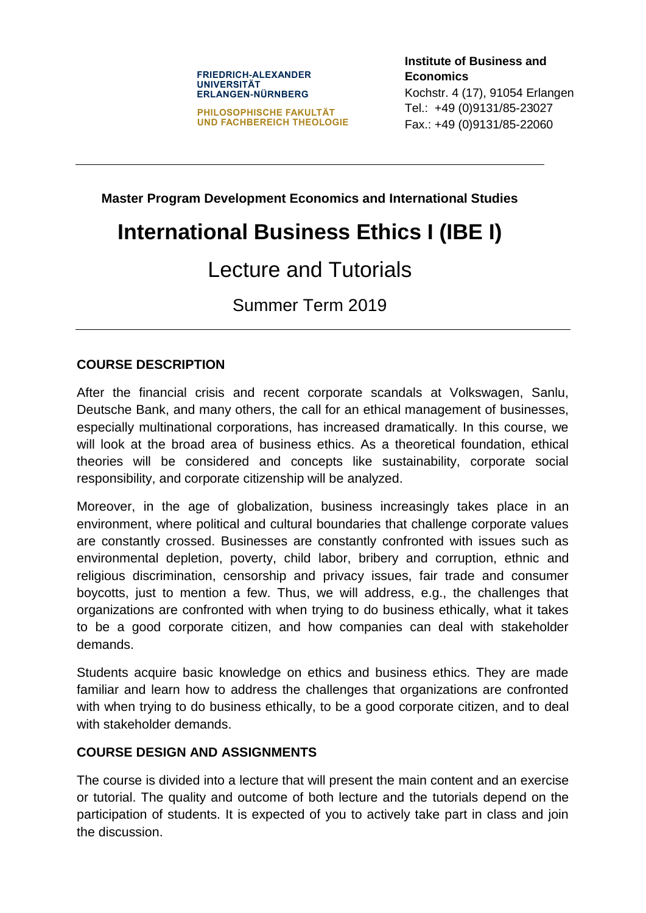FRIEDRICH-ALEXANDER
UNIVERSITÄT
ERLANGEN-NÜRNBERG

PHILOSOPHISCHE FAKULTÄT
UND FACHBEREICH THEOLOGIE

**Institute of Business and Economics**
Kochstr. 4 (17), 91054 Erlangen
Tel.: +49 (0)9131/85-23027
Fax.: +49 (0)9131/85-22060

---

**Master Program Development Economics and International Studies**

# International Business Ethics I (IBE I)

## Lecture and Tutorials

### Summer Term 2019

---

## COURSE DESCRIPTION

After the financial crisis and recent corporate scandals at Volkswagen, Sanlu, Deutsche Bank, and many others, the call for an ethical management of businesses, especially multinational corporations, has increased dramatically. In this course, we will look at the broad area of business ethics. As a theoretical foundation, ethical theories will be considered and concepts like sustainability, corporate social responsibility, and corporate citizenship will be analyzed.

Moreover, in the age of globalization, business increasingly takes place in an environment, where political and cultural boundaries that challenge corporate values are constantly crossed. Businesses are constantly confronted with issues such as environmental depletion, poverty, child labor, bribery and corruption, ethnic and religious discrimination, censorship and privacy issues, fair trade and consumer boycotts, just to mention a few. Thus, we will address, e.g., the challenges that organizations are confronted with when trying to do business ethically, what it takes to be a good corporate citizen, and how companies can deal with stakeholder demands.

Students acquire basic knowledge on ethics and business ethics. They are made familiar and learn how to address the challenges that organizations are confronted with when trying to do business ethically, to be a good corporate citizen, and to deal with stakeholder demands.

## COURSE DESIGN AND ASSIGNMENTS

The course is divided into a lecture that will present the main content and an exercise or tutorial. The quality and outcome of both lecture and the tutorials depend on the participation of students. It is expected of you to actively take part in class and join the discussion.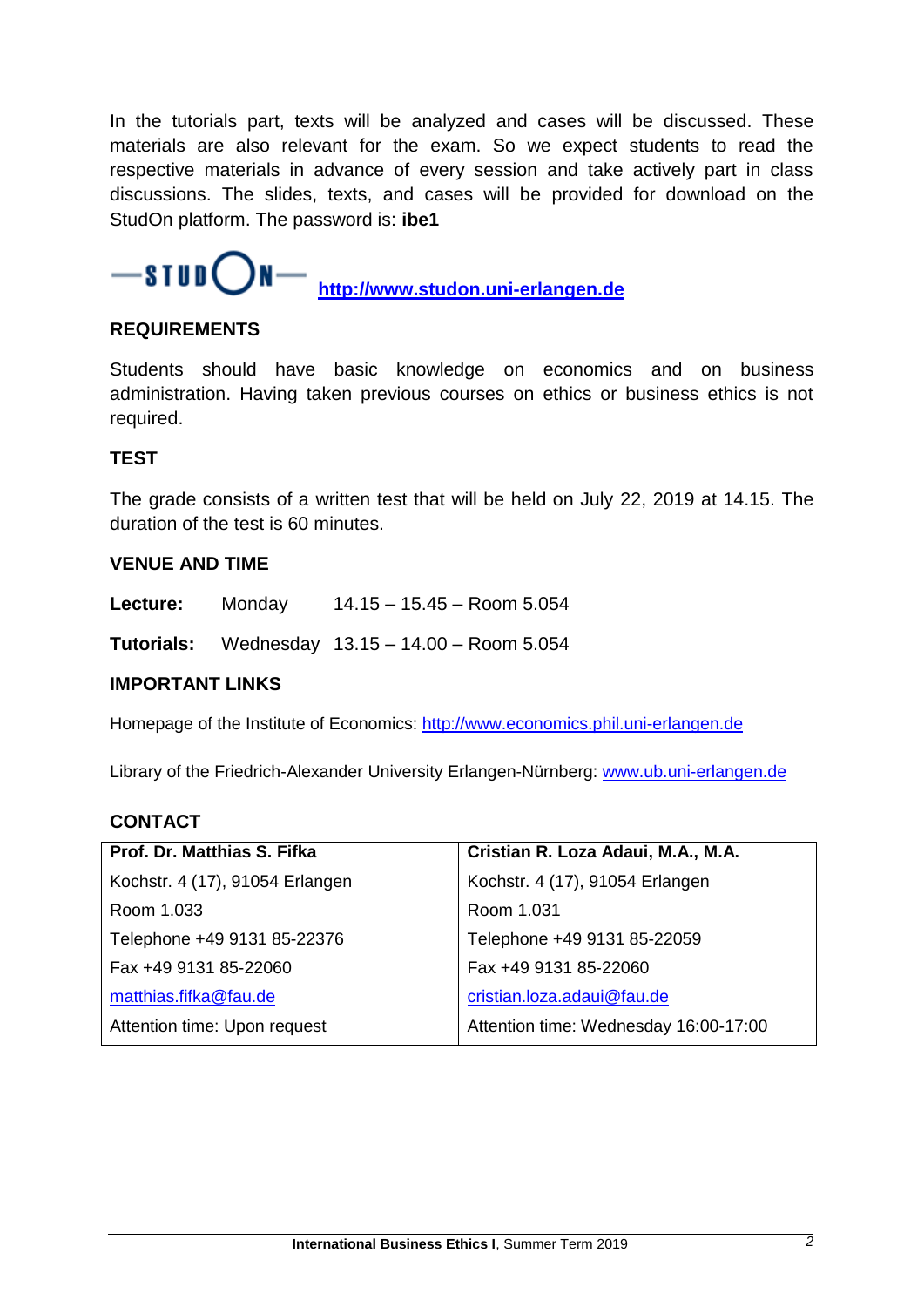In the tutorials part, texts will be analyzed and cases will be discussed. These materials are also relevant for the exam. So we expect students to read the respective materials in advance of every session and take actively part in class discussions. The slides, texts, and cases will be provided for download on the StudOn platform. The password is: **ibe1**

**http://www.studon.uni-erlangen.de**

## REQUIREMENTS

Students should have basic knowledge on economics and on business administration. Having taken previous courses on ethics or business ethics is not required.

## TEST

The grade consists of a written test that will be held on July 22, 2019 at 14.15. The duration of the test is 60 minutes.

## VENUE AND TIME

**Lecture:** Monday 14.15 – 15.45 – Room 5.054

**Tutorials:** Wednesday 13.15 – 14.00 – Room 5.054

## IMPORTANT LINKS

Homepage of the Institute of Economics: http://www.economics.phil.uni-erlangen.de

Library of the Friedrich-Alexander University Erlangen-Nürnberg: www.ub.uni-erlangen.de

## CONTACT

| **Prof. Dr. Matthias S. Fifka** | **Cristian R. Loza Adaui, M.A., M.A.** |
|---|---|
| Kochstr. 4 (17), 91054 Erlangen | Kochstr. 4 (17), 91054 Erlangen |
| Room 1.033 | Room 1.031 |
| Telephone +49 9131 85-22376 | Telephone +49 9131 85-22059 |
| Fax +49 9131 85-22060 | Fax +49 9131 85-22060 |
| matthias.fifka@fau.de | cristian.loza.adaui@fau.de |
| Attention time: Upon request | Attention time: Wednesday 16:00-17:00 |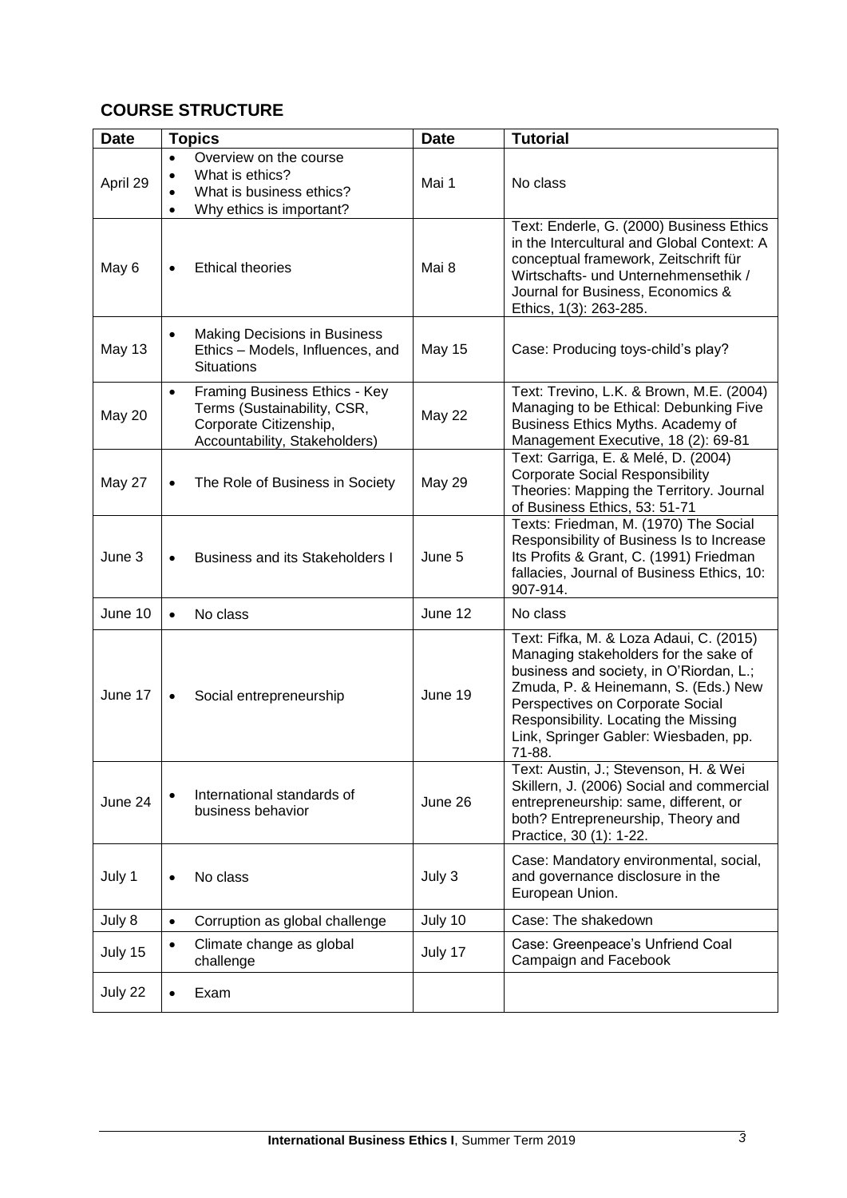## COURSE STRUCTURE

| Date | Topics | Date | Tutorial |
|---|---|---|---|
| April 29 | • Overview on the course<br>• What is ethics?<br>• What is business ethics?<br>• Why ethics is important? | Mai 1 | No class |
| May 6 | • Ethical theories | Mai 8 | Text: Enderle, G. (2000) Business Ethics in the Intercultural and Global Context: A conceptual framework, Zeitschrift für Wirtschafts- und Unternehmensethik / Journal for Business, Economics & Ethics, 1(3): 263-285. |
| May 13 | • Making Decisions in Business Ethics – Models, Influences, and Situations | May 15 | Case: Producing toys-child's play? |
| May 20 | • Framing Business Ethics - Key Terms (Sustainability, CSR, Corporate Citizenship, Accountability, Stakeholders) | May 22 | Text: Trevino, L.K. & Brown, M.E. (2004) Managing to be Ethical: Debunking Five Business Ethics Myths. Academy of Management Executive, 18 (2): 69-81 |
| May 27 | • The Role of Business in Society | May 29 | Text: Garriga, E. & Melé, D. (2004) Corporate Social Responsibility Theories: Mapping the Territory. Journal of Business Ethics, 53: 51-71 |
| June 3 | • Business and its Stakeholders I | June 5 | Texts: Friedman, M. (1970) The Social Responsibility of Business Is to Increase Its Profits & Grant, C. (1991) Friedman fallacies, Journal of Business Ethics, 10: 907-914. |
| June 10 | • No class | June 12 | No class |
| June 17 | • Social entrepreneurship | June 19 | Text: Fifka, M. & Loza Adaui, C. (2015) Managing stakeholders for the sake of business and society, in O'Riordan, L.; Zmuda, P. & Heinemann, S. (Eds.) New Perspectives on Corporate Social Responsibility. Locating the Missing Link, Springer Gabler: Wiesbaden, pp. 71-88. |
| June 24 | • International standards of business behavior | June 26 | Text: Austin, J.; Stevenson, H. & Wei Skillern, J. (2006) Social and commercial entrepreneurship: same, different, or both? Entrepreneurship, Theory and Practice, 30 (1): 1-22. |
| July 1 | • No class | July 3 | Case: Mandatory environmental, social, and governance disclosure in the European Union. |
| July 8 | • Corruption as global challenge | July 10 | Case: The shakedown |
| July 15 | • Climate change as global challenge | July 17 | Case: Greenpeace's Unfriend Coal Campaign and Facebook |
| July 22 | • Exam | | |